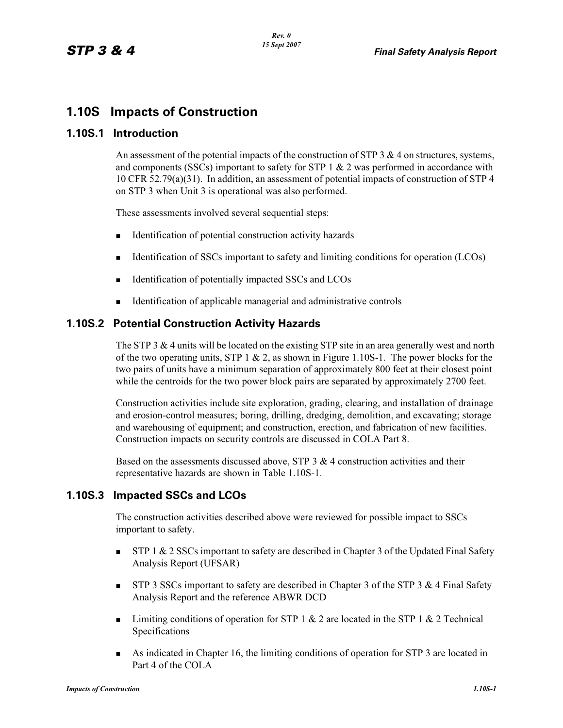# 1.10S Impacts of Construction

## 1.10S.1 Introduction

An assessment of the potential impacts of the construction of STP 3 & 4 on structures, systems, and components (SSCs) important to safety for STP 1 & 2 was performed in accordance with 10 CFR 52.79(a)(31). In addition, an assessment of potential impacts of construction of STP 4 on STP 3 when Unit 3 is operational was also performed.

These assessments involved several sequential steps:

- Identification of potential construction activity hazards
- Identification of SSCs important to safety and limiting conditions for operation (LCOs)
- Identification of potentially impacted SSCs and LCOs
- Identification of applicable managerial and administrative controls

## 1.10S.2 Potential Construction Activity Hazards

The STP 3 & 4 units will be located on the existing STP site in an area generally west and north of the two operating units, STP 1 & 2, as shown in Figure 1.10S-1. The power blocks for the two pairs of units have a minimum separation of approximately 800 feet at their closest point while the centroids for the two power block pairs are separated by approximately 2700 feet.

Construction activities include site exploration, grading, clearing, and installation of drainage and erosion-control measures; boring, drilling, dredging, demolition, and excavating; storage and warehousing of equipment; and construction, erection, and fabrication of new facilities. Construction impacts on security controls are discussed in COLA Part 8.

Based on the assessments discussed above, STP 3 & 4 construction activities and their representative hazards are shown in Table 1.10S-1.

## 1.10S.3 Impacted SSCs and LCOs

The construction activities described above were reviewed for possible impact to SSCs important to safety.

- STP 1 & 2 SSCs important to safety are described in Chapter 3 of the Updated Final Safety Analysis Report (UFSAR)
- STP 3 SSCs important to safety are described in Chapter 3 of the STP 3 & 4 Final Safety Analysis Report and the reference ABWR DCD
- Limiting conditions of operation for STP 1 & 2 are located in the STP 1 & 2 Technical Specifications
- As indicated in Chapter 16, the limiting conditions of operation for STP 3 are located in Part 4 of the COLA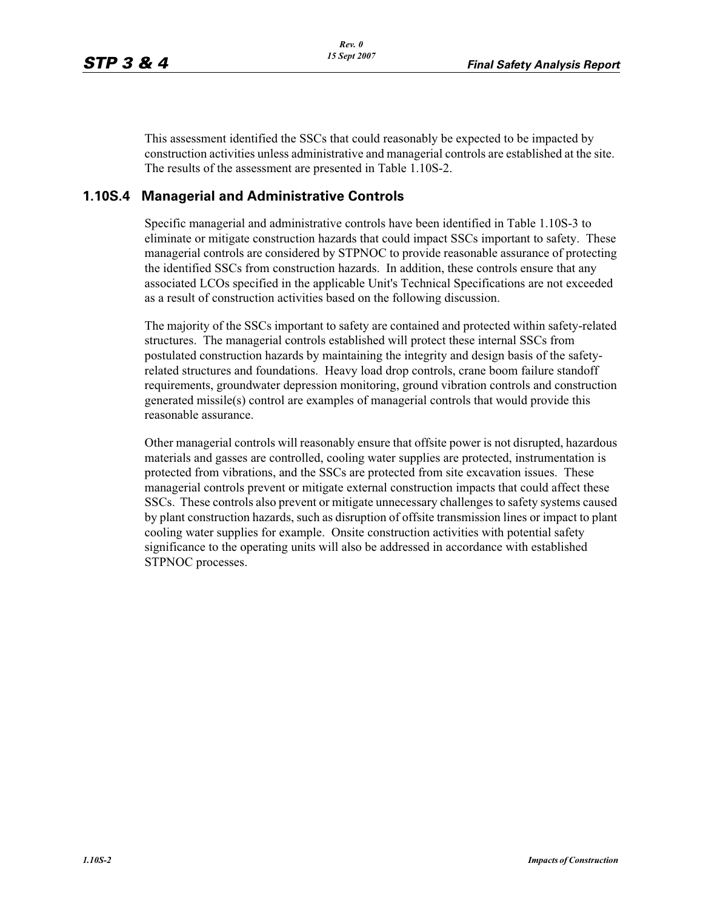This assessment identified the SSCs that could reasonably be expected to be impacted by construction activities unless administrative and managerial controls are established at the site. The results of the assessment are presented in Table 1.10S-2.

## 1.10S.4 Managerial and Administrative Controls

Specific managerial and administrative controls have been identified in Table 1.10S-3 to eliminate or mitigate construction hazards that could impact SSCs important to safety. These managerial controls are considered by STPNOC to provide reasonable assurance of protecting the identified SSCs from construction hazards. In addition, these controls ensure that any associated LCOs specified in the applicable Unit's Technical Specifications are not exceeded as a result of construction activities based on the following discussion.

The majority of the SSCs important to safety are contained and protected within safety-related structures. The managerial controls established will protect these internal SSCs from postulated construction hazards by maintaining the integrity and design basis of the safety-related structures and foundations. Heavy load drop controls, crane boom failure standoff requirements, groundwater depression monitoring, ground vibration controls and construction generated missile(s) control are examples of managerial controls that would provide this reasonable assurance.

Other managerial controls will reasonably ensure that offsite power is not disrupted, hazardous materials and gasses are controlled, cooling water supplies are protected, instrumentation is protected from vibrations, and the SSCs are protected from site excavation issues. These managerial controls prevent or mitigate external construction impacts that could affect these SSCs. These controls also prevent or mitigate unnecessary challenges to safety systems caused by plant construction hazards, such as disruption of offsite transmission lines or impact to plant cooling water supplies for example. Onsite construction activities with potential safety significance to the operating units will also be addressed in accordance with established STPNOC processes.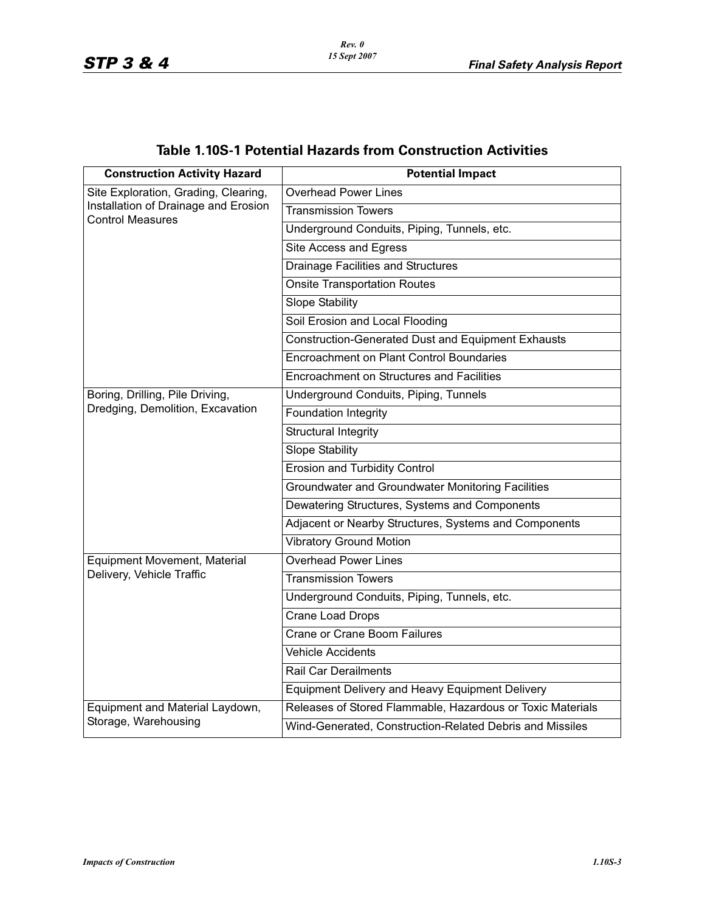## Table 1.10S-1 Potential Hazards from Construction Activities

| Construction Activity Hazard | Potential Impact |
|---|---|
| Site Exploration, Grading, Clearing, Installation of Drainage and Erosion Control Measures | Overhead Power Lines |
| | Transmission Towers |
| | Underground Conduits, Piping, Tunnels, etc. |
| | Site Access and Egress |
| | Drainage Facilities and Structures |
| | Onsite Transportation Routes |
| | Slope Stability |
| | Soil Erosion and Local Flooding |
| | Construction-Generated Dust and Equipment Exhausts |
| | Encroachment on Plant Control Boundaries |
| | Encroachment on Structures and Facilities |
| Boring, Drilling, Pile Driving, Dredging, Demolition, Excavation | Underground Conduits, Piping, Tunnels |
| | Foundation Integrity |
| | Structural Integrity |
| | Slope Stability |
| | Erosion and Turbidity Control |
| | Groundwater and Groundwater Monitoring Facilities |
| | Dewatering Structures, Systems and Components |
| | Adjacent or Nearby Structures, Systems and Components |
| | Vibratory Ground Motion |
| Equipment Movement, Material Delivery, Vehicle Traffic | Overhead Power Lines |
| | Transmission Towers |
| | Underground Conduits, Piping, Tunnels, etc. |
| | Crane Load Drops |
| | Crane or Crane Boom Failures |
| | Vehicle Accidents |
| | Rail Car Derailments |
| | Equipment Delivery and Heavy Equipment Delivery |
| Equipment and Material Laydown, Storage, Warehousing | Releases of Stored Flammable, Hazardous or Toxic Materials |
| | Wind-Generated, Construction-Related Debris and Missiles |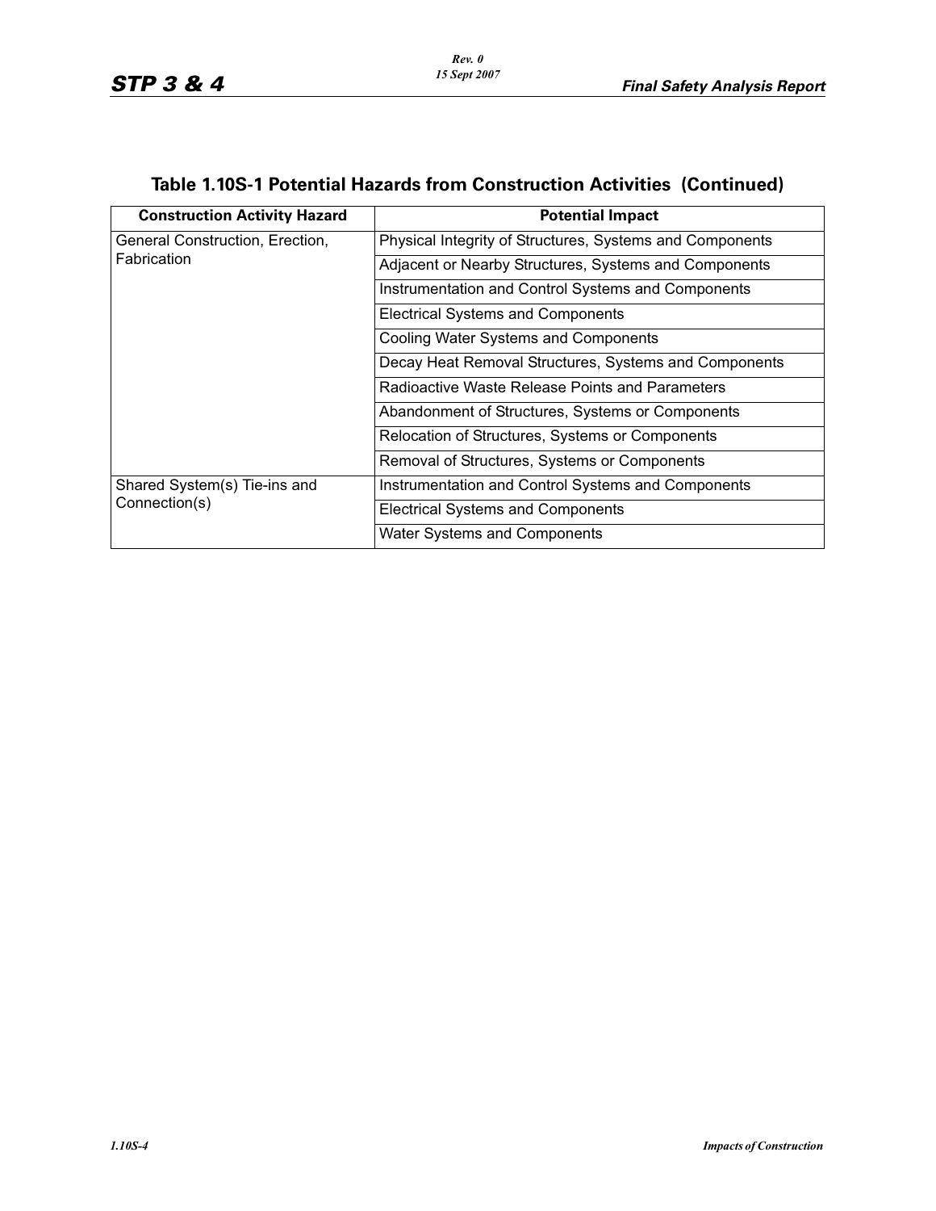## Table 1.10S-1 Potential Hazards from Construction Activities (Continued)

| Construction Activity Hazard | Potential Impact |
|---|---|
| General Construction, Erection, Fabrication | Physical Integrity of Structures, Systems and Components |
| | Adjacent or Nearby Structures, Systems and Components |
| | Instrumentation and Control Systems and Components |
| | Electrical Systems and Components |
| | Cooling Water Systems and Components |
| | Decay Heat Removal Structures, Systems and Components |
| | Radioactive Waste Release Points and Parameters |
| | Abandonment of Structures, Systems or Components |
| | Relocation of Structures, Systems or Components |
| | Removal of Structures, Systems or Components |
| Shared System(s) Tie-ins and Connection(s) | Instrumentation and Control Systems and Components |
| | Electrical Systems and Components |
| | Water Systems and Components |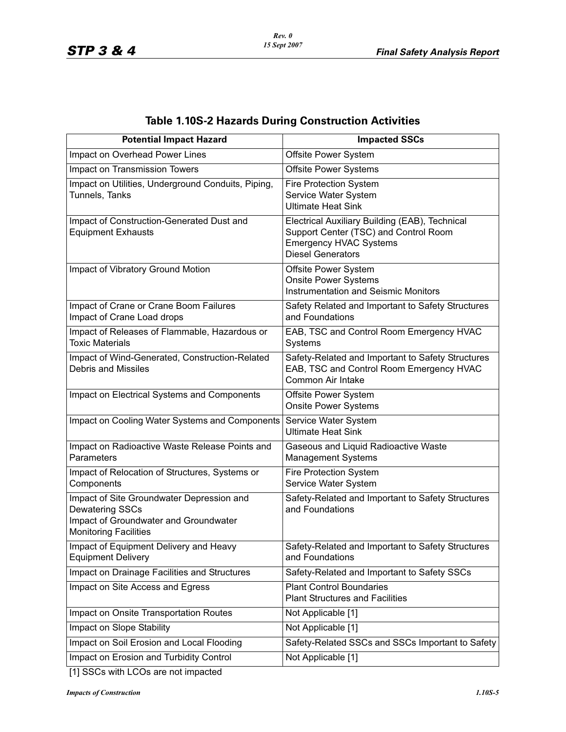## Table 1.10S-2 Hazards During Construction Activities

| Potential Impact Hazard | Impacted SSCs |
|---|---|
| Impact on Overhead Power Lines | Offsite Power System |
| Impact on Transmission Towers | Offsite Power Systems |
| Impact on Utilities, Underground Conduits, Piping, Tunnels, Tanks | Fire Protection System<br>Service Water System<br>Ultimate Heat Sink |
| Impact of Construction-Generated Dust and Equipment Exhausts | Electrical Auxiliary Building (EAB), Technical Support Center (TSC) and Control Room Emergency HVAC Systems<br>Diesel Generators |
| Impact of Vibratory Ground Motion | Offsite Power System<br>Onsite Power Systems<br>Instrumentation and Seismic Monitors |
| Impact of Crane or Crane Boom Failures<br>Impact of Crane Load drops | Safety Related and Important to Safety Structures and Foundations |
| Impact of Releases of Flammable, Hazardous or Toxic Materials | EAB, TSC and Control Room Emergency HVAC Systems |
| Impact of Wind-Generated, Construction-Related Debris and Missiles | Safety-Related and Important to Safety Structures<br>EAB, TSC and Control Room Emergency HVAC Common Air Intake |
| Impact on Electrical Systems and Components | Offsite Power System<br>Onsite Power Systems |
| Impact on Cooling Water Systems and Components | Service Water System<br>Ultimate Heat Sink |
| Impact on Radioactive Waste Release Points and Parameters | Gaseous and Liquid Radioactive Waste Management Systems |
| Impact of Relocation of Structures, Systems or Components | Fire Protection System<br>Service Water System |
| Impact of Site Groundwater Depression and Dewatering SSCs<br>Impact of Groundwater and Groundwater Monitoring Facilities | Safety-Related and Important to Safety Structures and Foundations |
| Impact of Equipment Delivery and Heavy Equipment Delivery | Safety-Related and Important to Safety Structures and Foundations |
| Impact on Drainage Facilities and Structures | Safety-Related and Important to Safety SSCs |
| Impact on Site Access and Egress | Plant Control Boundaries<br>Plant Structures and Facilities |
| Impact on Onsite Transportation Routes | Not Applicable [1] |
| Impact on Slope Stability | Not Applicable [1] |
| Impact on Soil Erosion and Local Flooding | Safety-Related SSCs and SSCs Important to Safety |
| Impact on Erosion and Turbidity Control | Not Applicable [1] |

[1] SSCs with LCOs are not impacted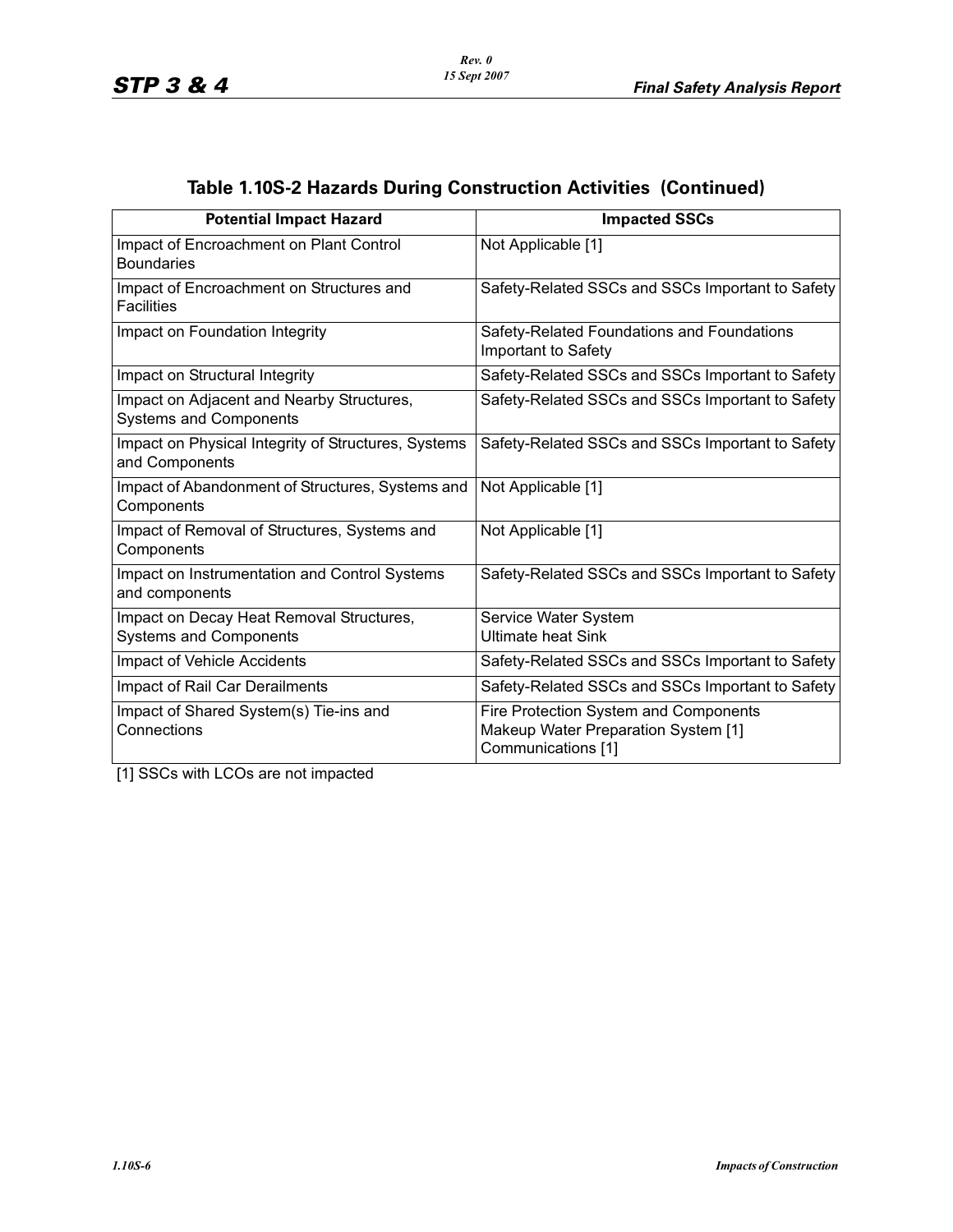## Table 1.10S-2 Hazards During Construction Activities (Continued)

| Potential Impact Hazard | Impacted SSCs |
|---|---|
| Impact of Encroachment on Plant Control Boundaries | Not Applicable [1] |
| Impact of Encroachment on Structures and Facilities | Safety-Related SSCs and SSCs Important to Safety |
| Impact on Foundation Integrity | Safety-Related Foundations and Foundations Important to Safety |
| Impact on Structural Integrity | Safety-Related SSCs and SSCs Important to Safety |
| Impact on Adjacent and Nearby Structures, Systems and Components | Safety-Related SSCs and SSCs Important to Safety |
| Impact on Physical Integrity of Structures, Systems and Components | Safety-Related SSCs and SSCs Important to Safety |
| Impact of Abandonment of Structures, Systems and Components | Not Applicable [1] |
| Impact of Removal of Structures, Systems and Components | Not Applicable [1] |
| Impact on Instrumentation and Control Systems and components | Safety-Related SSCs and SSCs Important to Safety |
| Impact on Decay Heat Removal Structures, Systems and Components | Service Water System<br>Ultimate heat Sink |
| Impact of Vehicle Accidents | Safety-Related SSCs and SSCs Important to Safety |
| Impact of Rail Car Derailments | Safety-Related SSCs and SSCs Important to Safety |
| Impact of Shared System(s) Tie-ins and Connections | Fire Protection System and Components<br>Makeup Water Preparation System [1]<br>Communications [1] |

[1] SSCs with LCOs are not impacted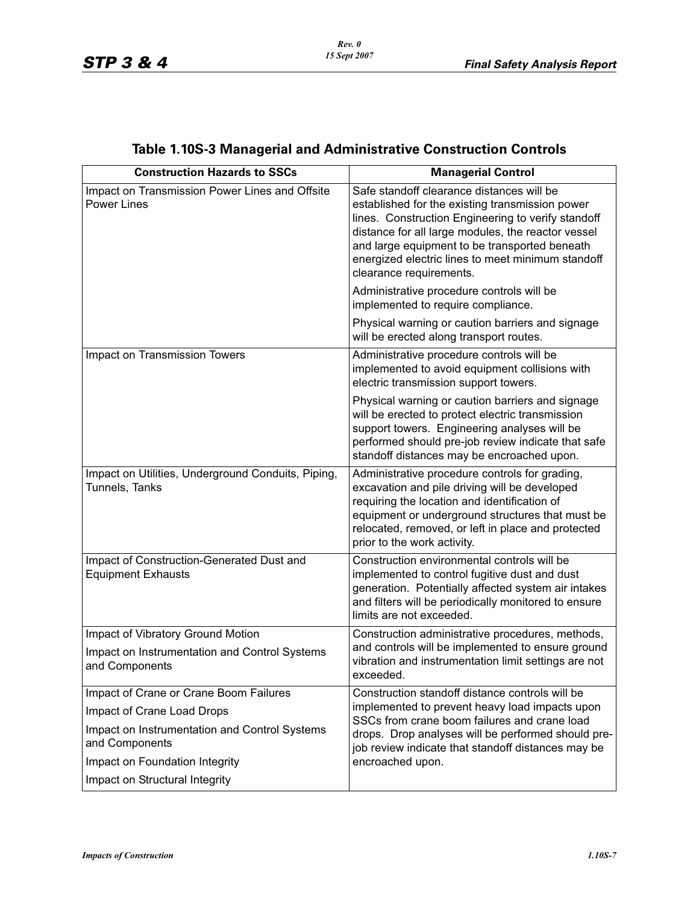## Table 1.10S-3 Managerial and Administrative Construction Controls

| Construction Hazards to SSCs | Managerial Control |
|---|---|
| Impact on Transmission Power Lines and Offsite Power Lines | Safe standoff clearance distances will be established for the existing transmission power lines. Construction Engineering to verify standoff distance for all large modules, the reactor vessel and large equipment to be transported beneath energized electric lines to meet minimum standoff clearance requirements.<br><br>Administrative procedure controls will be implemented to require compliance.<br><br>Physical warning or caution barriers and signage will be erected along transport routes. |
| Impact on Transmission Towers | Administrative procedure controls will be implemented to avoid equipment collisions with electric transmission support towers.<br><br>Physical warning or caution barriers and signage will be erected to protect electric transmission support towers. Engineering analyses will be performed should pre-job review indicate that safe standoff distances may be encroached upon. |
| Impact on Utilities, Underground Conduits, Piping, Tunnels, Tanks | Administrative procedure controls for grading, excavation and pile driving will be developed requiring the location and identification of equipment or underground structures that must be relocated, removed, or left in place and protected prior to the work activity. |
| Impact of Construction-Generated Dust and Equipment Exhausts | Construction environmental controls will be implemented to control fugitive dust and dust generation. Potentially affected system air intakes and filters will be periodically monitored to ensure limits are not exceeded. |
| Impact of Vibratory Ground Motion<br><br>Impact on Instrumentation and Control Systems and Components | Construction administrative procedures, methods, and controls will be implemented to ensure ground vibration and instrumentation limit settings are not exceeded. |
| Impact of Crane or Crane Boom Failures<br><br>Impact of Crane Load Drops<br><br>Impact on Instrumentation and Control Systems and Components<br><br>Impact on Foundation Integrity<br><br>Impact on Structural Integrity | Construction standoff distance controls will be implemented to prevent heavy load impacts upon SSCs from crane boom failures and crane load drops. Drop analyses will be performed should pre-job review indicate that standoff distances may be encroached upon. |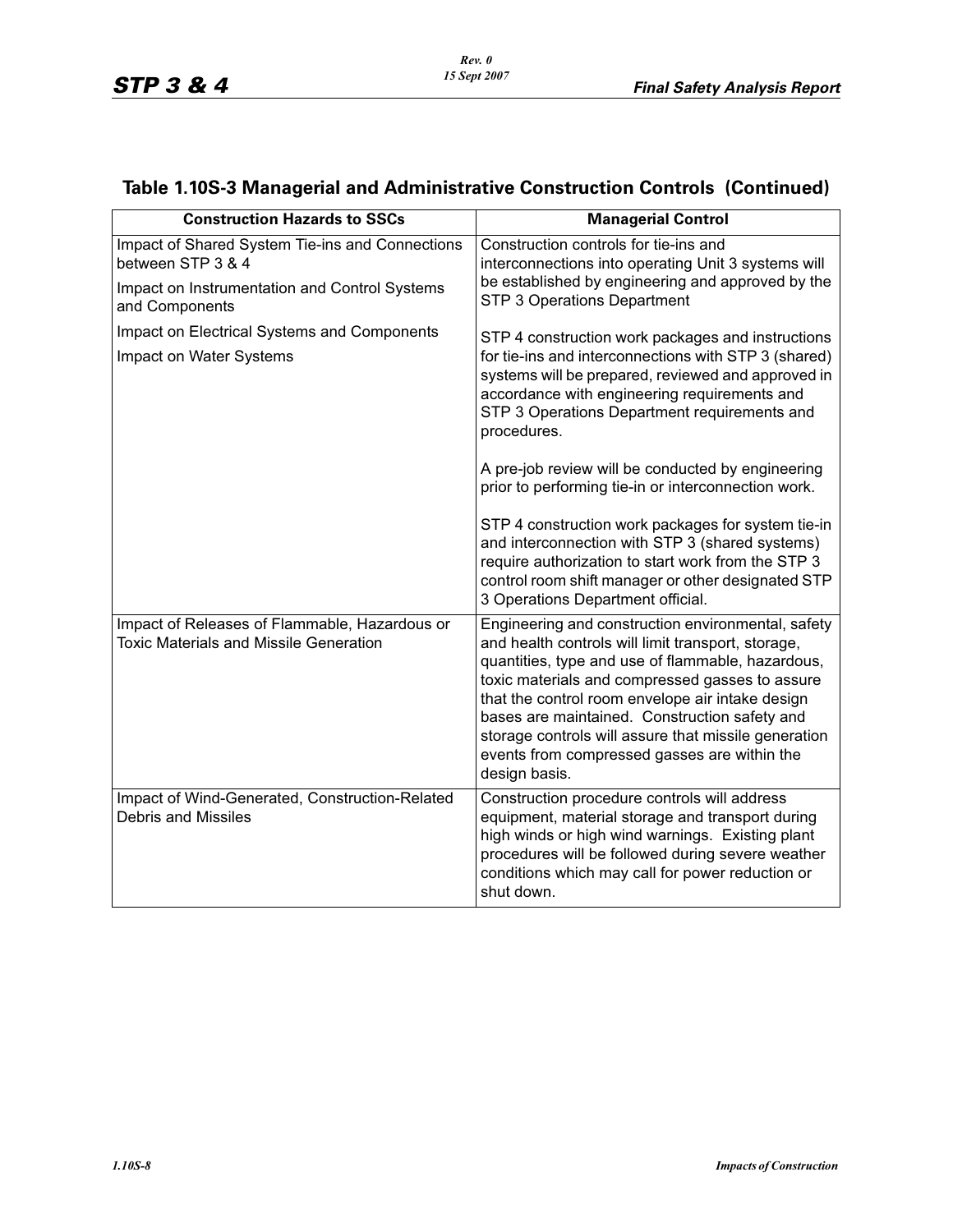## Table 1.10S-3 Managerial and Administrative Construction Controls (Continued)

| Construction Hazards to SSCs | Managerial Control |
|---|---|
| Impact of Shared System Tie-ins and Connections between STP 3 & 4<br><br>Impact on Instrumentation and Control Systems and Components<br><br>Impact on Electrical Systems and Components<br><br>Impact on Water Systems | Construction controls for tie-ins and interconnections into operating Unit 3 systems will be established by engineering and approved by the STP 3 Operations Department<br><br>STP 4 construction work packages and instructions for tie-ins and interconnections with STP 3 (shared) systems will be prepared, reviewed and approved in accordance with engineering requirements and STP 3 Operations Department requirements and procedures.<br><br>A pre-job review will be conducted by engineering prior to performing tie-in or interconnection work.<br><br>STP 4 construction work packages for system tie-in and interconnection with STP 3 (shared systems) require authorization to start work from the STP 3 control room shift manager or other designated STP 3 Operations Department official. |
| Impact of Releases of Flammable, Hazardous or Toxic Materials and Missile Generation | Engineering and construction environmental, safety and health controls will limit transport, storage, quantities, type and use of flammable, hazardous, toxic materials and compressed gasses to assure that the control room envelope air intake design bases are maintained. Construction safety and storage controls will assure that missile generation events from compressed gasses are within the design basis. |
| Impact of Wind-Generated, Construction-Related Debris and Missiles | Construction procedure controls will address equipment, material storage and transport during high winds or high wind warnings. Existing plant procedures will be followed during severe weather conditions which may call for power reduction or shut down. |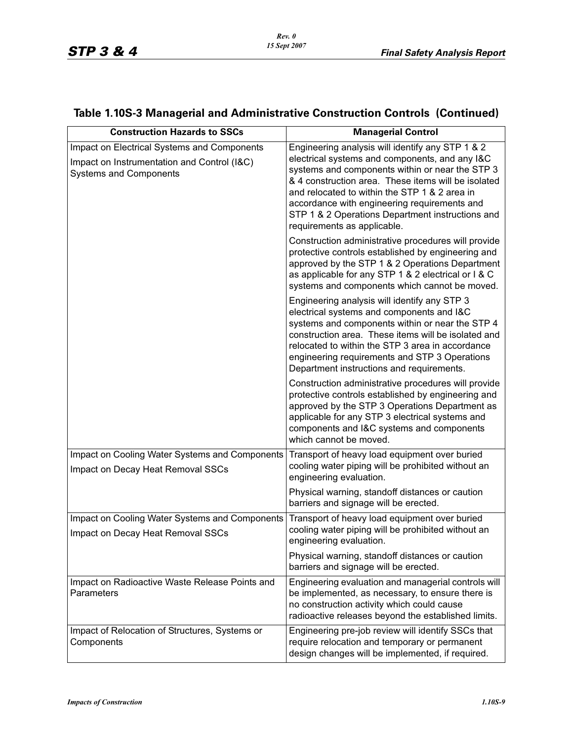## Table 1.10S-3 Managerial and Administrative Construction Controls (Continued)

| Construction Hazards to SSCs | Managerial Control |
|---|---|
| Impact on Electrical Systems and Components<br><br>Impact on Instrumentation and Control (I&C) Systems and Components | Engineering analysis will identify any STP 1 & 2 electrical systems and components, and any I&C systems and components within or near the STP 3 & 4 construction area. These items will be isolated and relocated to within the STP 1 & 2 area in accordance with engineering requirements and STP 1 & 2 Operations Department instructions and requirements as applicable.<br><br>Construction administrative procedures will provide protective controls established by engineering and approved by the STP 1 & 2 Operations Department as applicable for any STP 1 & 2 electrical or I & C systems and components which cannot be moved.<br><br>Engineering analysis will identify any STP 3 electrical systems and components and I&C systems and components within or near the STP 4 construction area. These items will be isolated and relocated to within the STP 3 area in accordance engineering requirements and STP 3 Operations Department instructions and requirements.<br><br>Construction administrative procedures will provide protective controls established by engineering and approved by the STP 3 Operations Department as applicable for any STP 3 electrical systems and components and I&C systems and components which cannot be moved. |
| Impact on Cooling Water Systems and Components<br><br>Impact on Decay Heat Removal SSCs | Transport of heavy load equipment over buried cooling water piping will be prohibited without an engineering evaluation.<br><br>Physical warning, standoff distances or caution barriers and signage will be erected. |
| Impact on Cooling Water Systems and Components<br><br>Impact on Decay Heat Removal SSCs | Transport of heavy load equipment over buried cooling water piping will be prohibited without an engineering evaluation.<br><br>Physical warning, standoff distances or caution barriers and signage will be erected. |
| Impact on Radioactive Waste Release Points and Parameters | Engineering evaluation and managerial controls will be implemented, as necessary, to ensure there is no construction activity which could cause radioactive releases beyond the established limits. |
| Impact of Relocation of Structures, Systems or Components | Engineering pre-job review will identify SSCs that require relocation and temporary or permanent design changes will be implemented, if required. |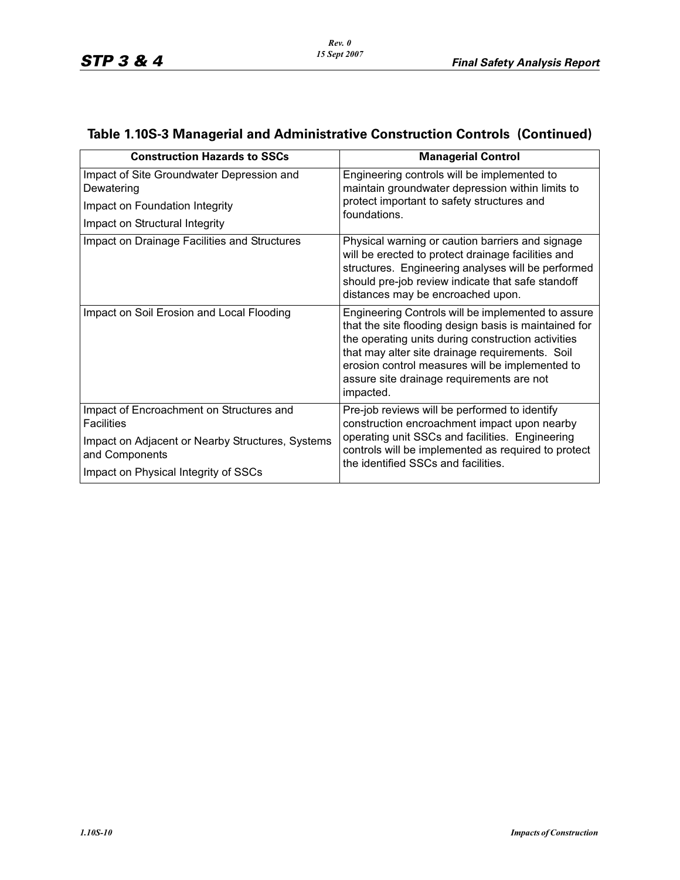## Table 1.10S-3 Managerial and Administrative Construction Controls (Continued)

| Construction Hazards to SSCs | Managerial Control |
|---|---|
| Impact of Site Groundwater Depression and Dewatering<br>Impact on Foundation Integrity<br>Impact on Structural Integrity | Engineering controls will be implemented to maintain groundwater depression within limits to protect important to safety structures and foundations. |
| Impact on Drainage Facilities and Structures | Physical warning or caution barriers and signage will be erected to protect drainage facilities and structures. Engineering analyses will be performed should pre-job review indicate that safe standoff distances may be encroached upon. |
| Impact on Soil Erosion and Local Flooding | Engineering Controls will be implemented to assure that the site flooding design basis is maintained for the operating units during construction activities that may alter site drainage requirements. Soil erosion control measures will be implemented to assure site drainage requirements are not impacted. |
| Impact of Encroachment on Structures and Facilities<br>Impact on Adjacent or Nearby Structures, Systems and Components<br>Impact on Physical Integrity of SSCs | Pre-job reviews will be performed to identify construction encroachment impact upon nearby operating unit SSCs and facilities. Engineering controls will be implemented as required to protect the identified SSCs and facilities. |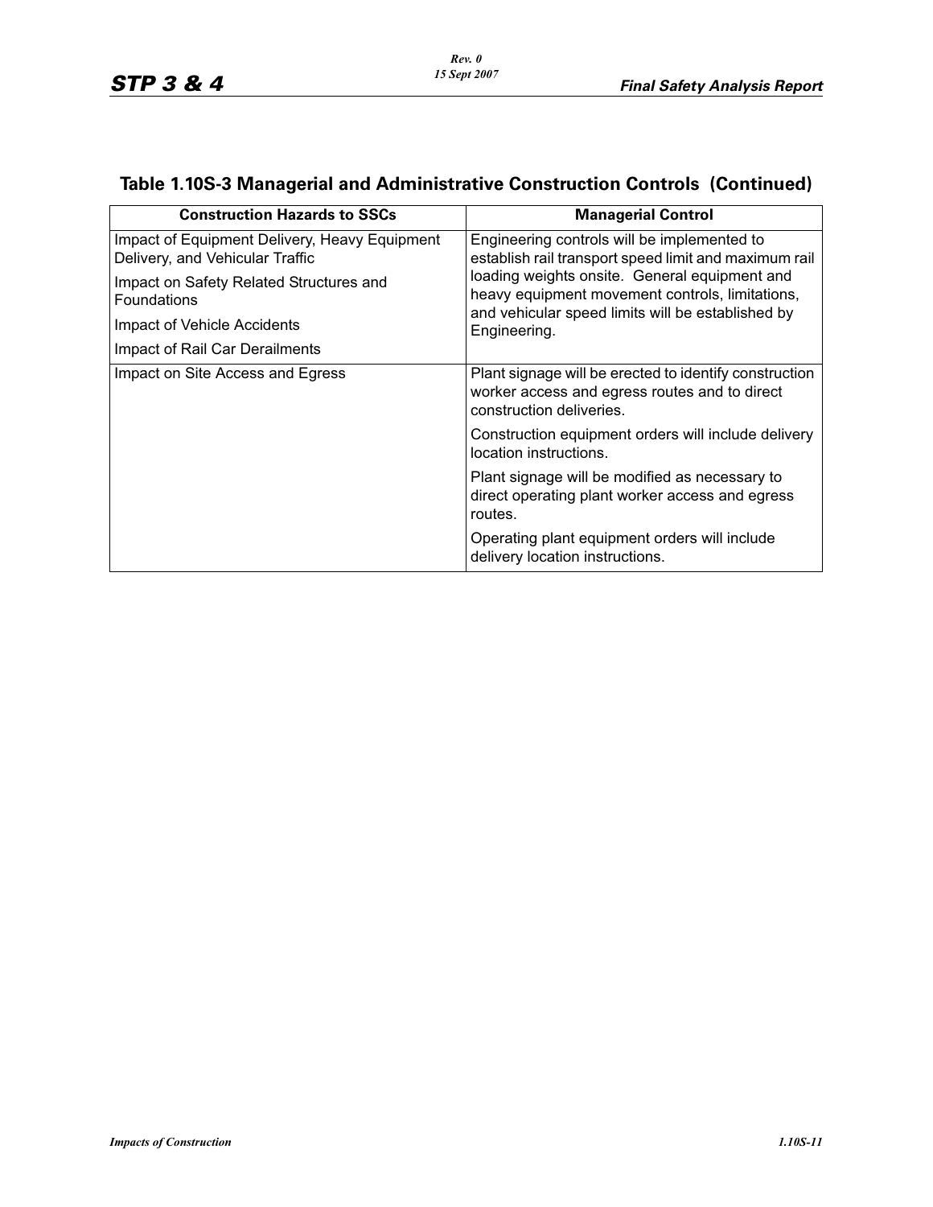## Table 1.10S-3 Managerial and Administrative Construction Controls (Continued)

| Construction Hazards to SSCs | Managerial Control |
|---|---|
| Impact of Equipment Delivery, Heavy Equipment Delivery, and Vehicular Traffic<br><br>Impact on Safety Related Structures and Foundations<br><br>Impact of Vehicle Accidents<br><br>Impact of Rail Car Derailments | Engineering controls will be implemented to establish rail transport speed limit and maximum rail loading weights onsite. General equipment and heavy equipment movement controls, limitations, and vehicular speed limits will be established by Engineering. |
| Impact on Site Access and Egress | Plant signage will be erected to identify construction worker access and egress routes and to direct construction deliveries.<br><br>Construction equipment orders will include delivery location instructions.<br><br>Plant signage will be modified as necessary to direct operating plant worker access and egress routes.<br><br>Operating plant equipment orders will include delivery location instructions. |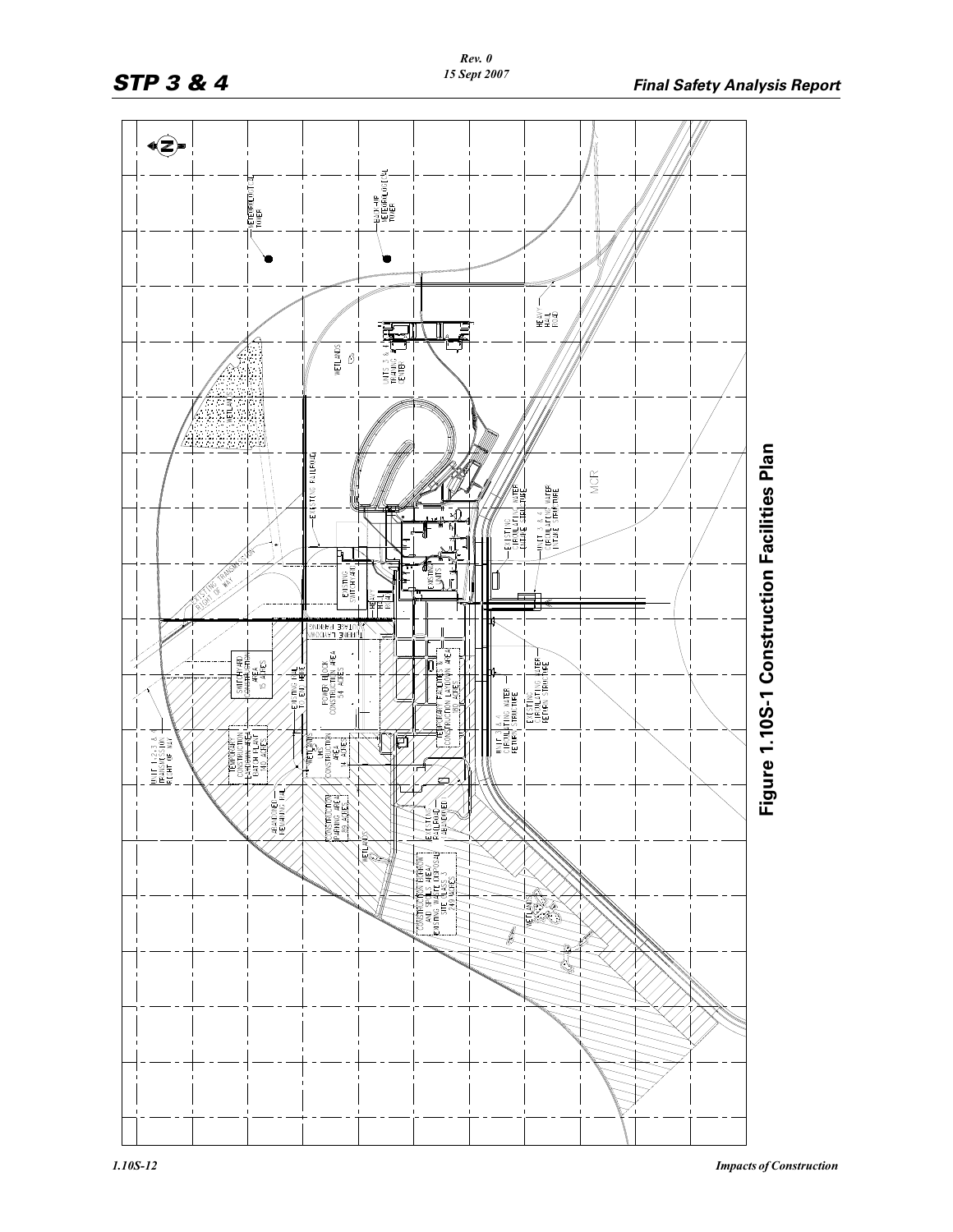Figure 1.10S-1 Construction Facilities Plan